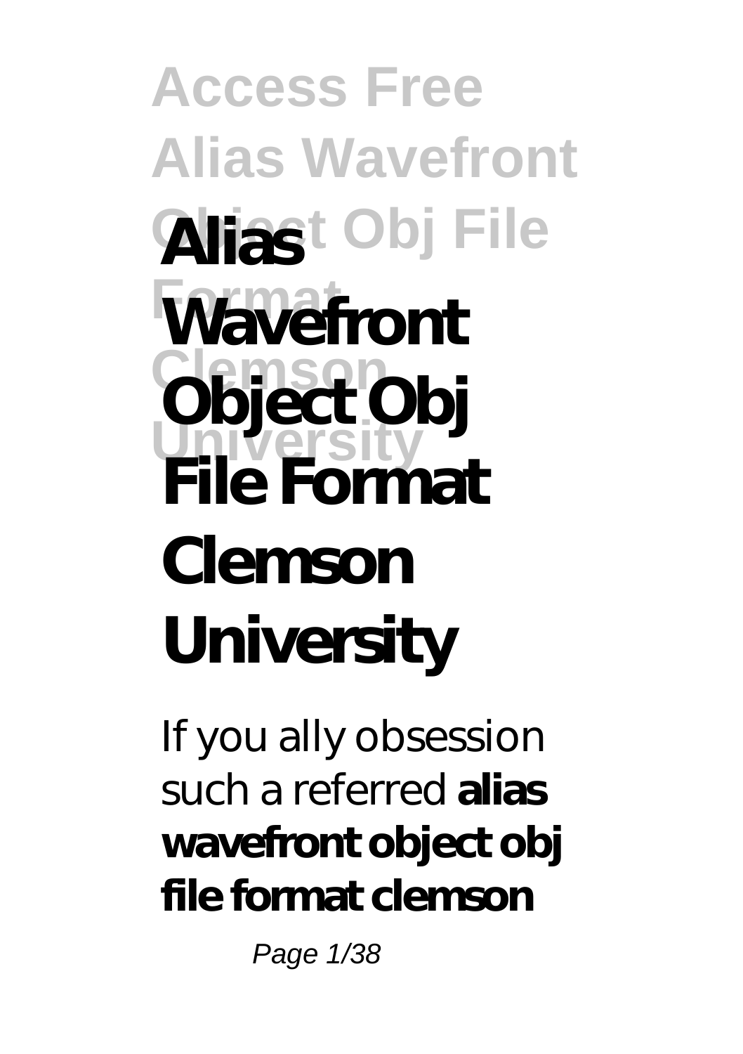# Alias Wavefront Object Obj File Format Clemson University

If you ally obsession such a referred **alias wavefront object obj file format clemson**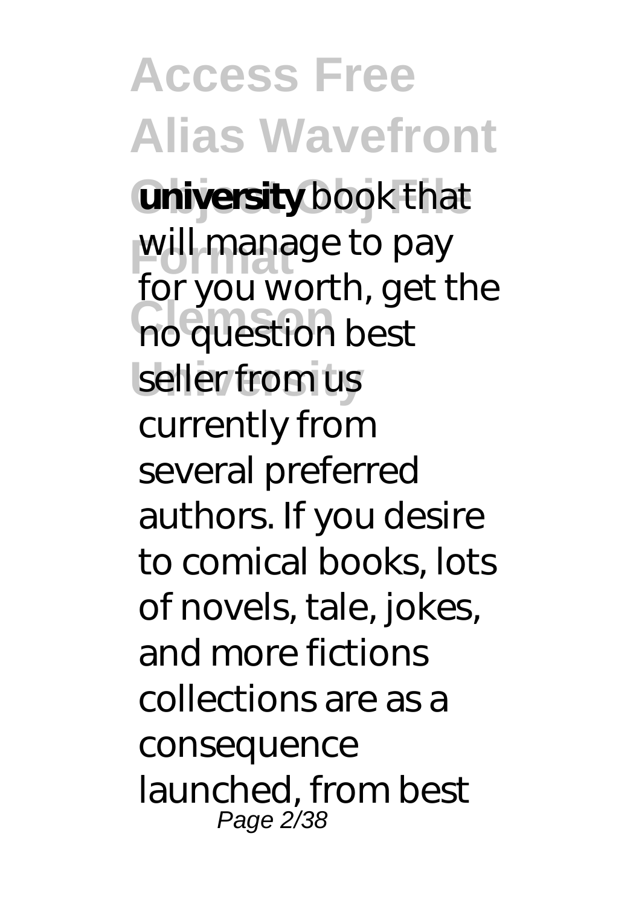**university** book that will manage to pay for you worth, get the no question best seller from us currently from several preferred authors. If you desire to comical books, lots of novels, tale, jokes, and more fictions collections are as a consequence launched, from best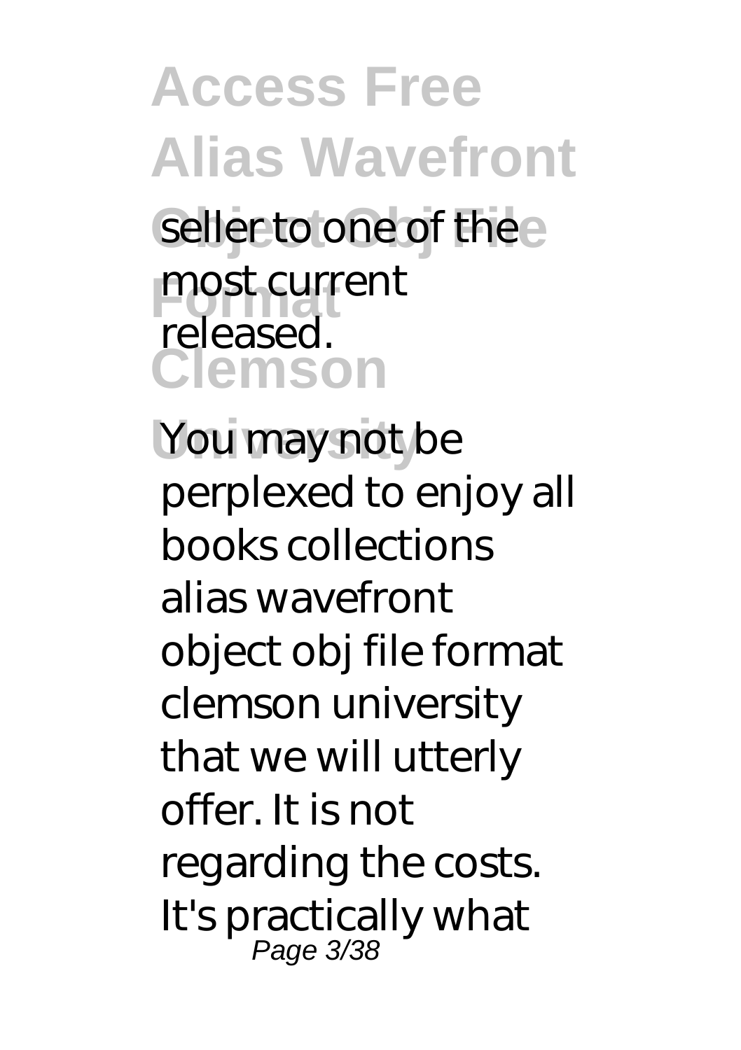seller to one of the most current released.

You may not be perplexed to enjoy all books collections alias wavefront object obj file format clemson university that we will utterly offer. It is not regarding the costs. It's practically what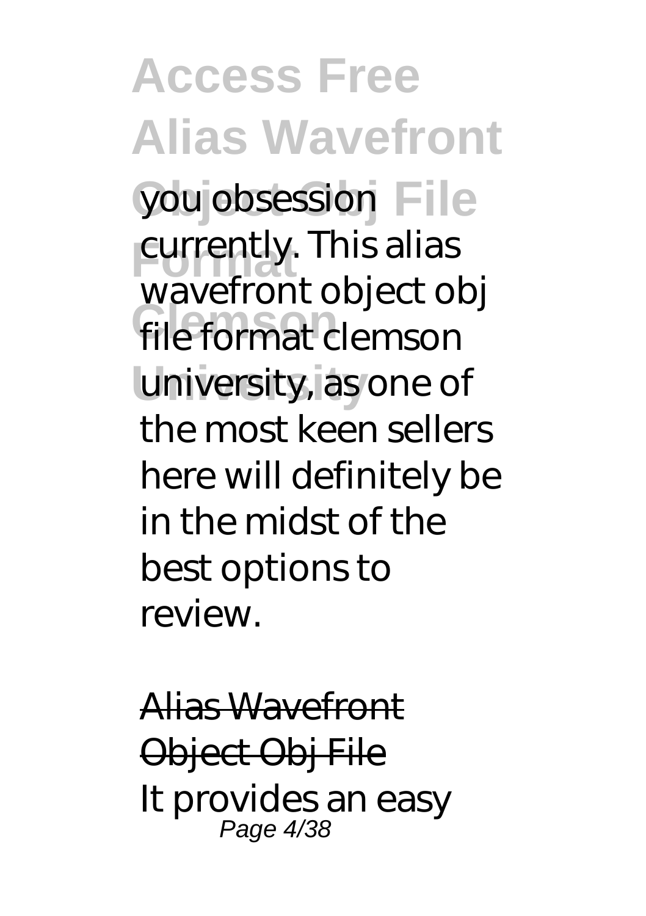you obsession currently. This alias wavefront object obj file format clemson university, as one of the most keen sellers here will definitely be in the midst of the best options to review.

~~Alias Wavefront Object Obj File~~

It provides an easy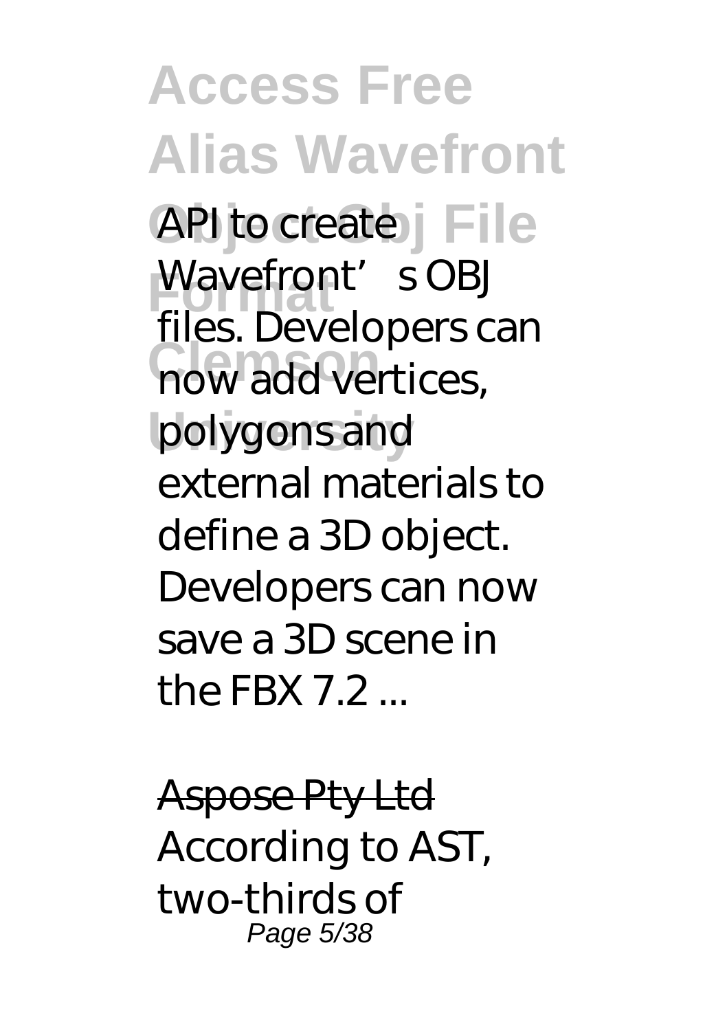API to create Wavefront's OBJ files. Developers can now add vertices, polygons and external materials to define a 3D object. Developers can now save a 3D scene in the FBX 7.2 ...

~~Aspose Pty Ltd~~

According to AST, two-thirds of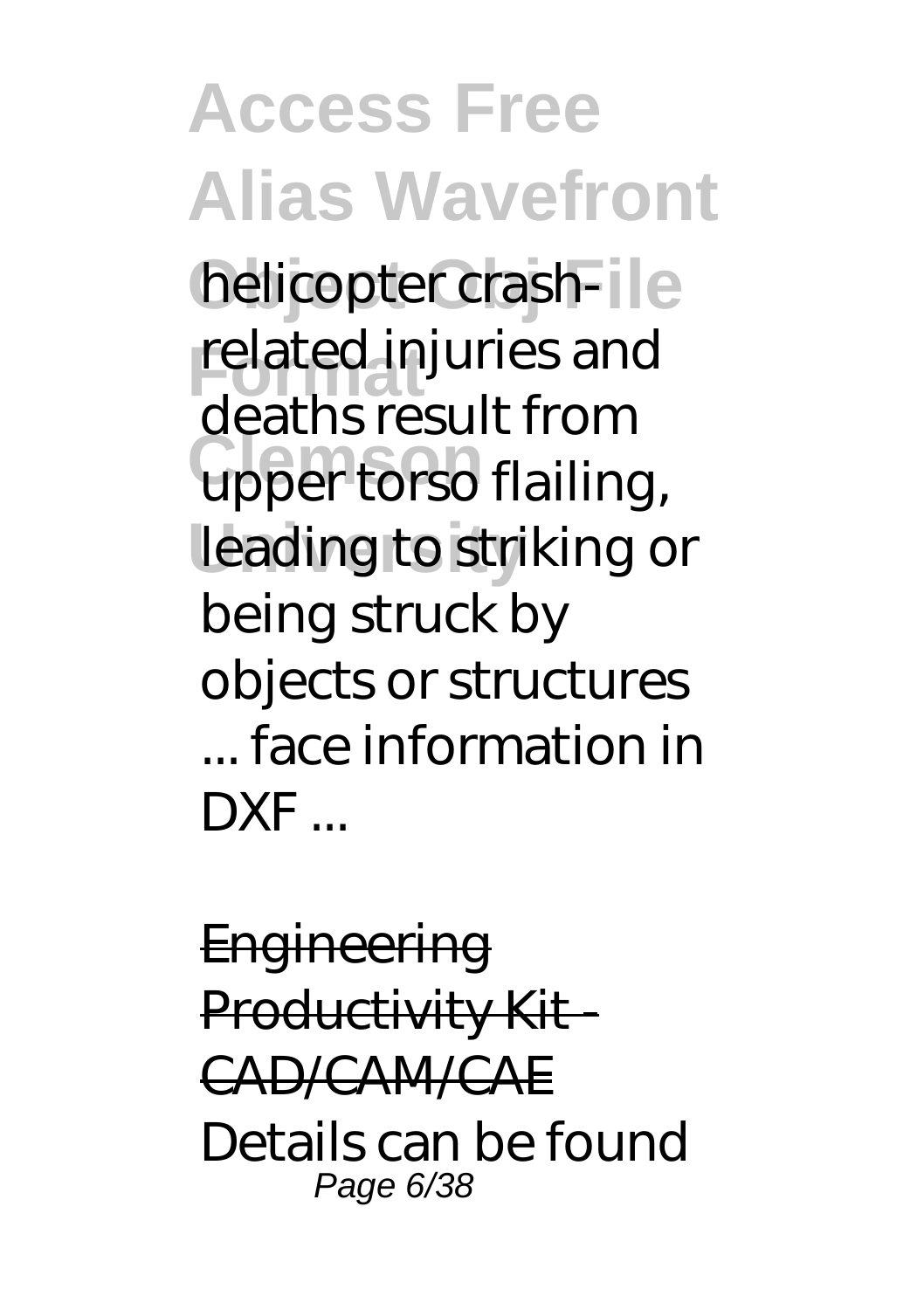helicopter crash-related injuries and deaths result from upper torso flailing, leading to striking or being struck by objects or structures ... face information in DXF ...

Engineering Productivity Kit - CAD/CAM/CAE

Details can be found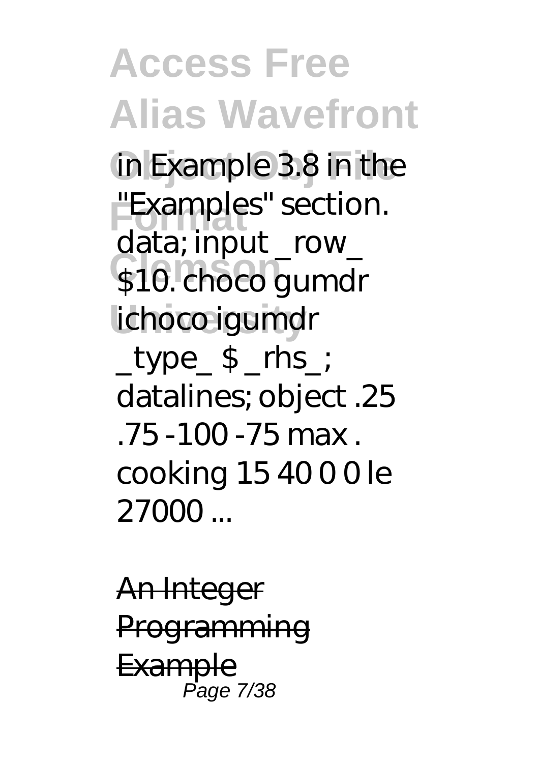in Example 3.8 in the "Examples" section. data; input _row_ $10. choco gumdr ichoco igumdr _type_ $ _rhs_; datalines; object .25 .75 -100 -75 max . cooking 15 40 0 0 le 27000 ...

An Integer Programming Example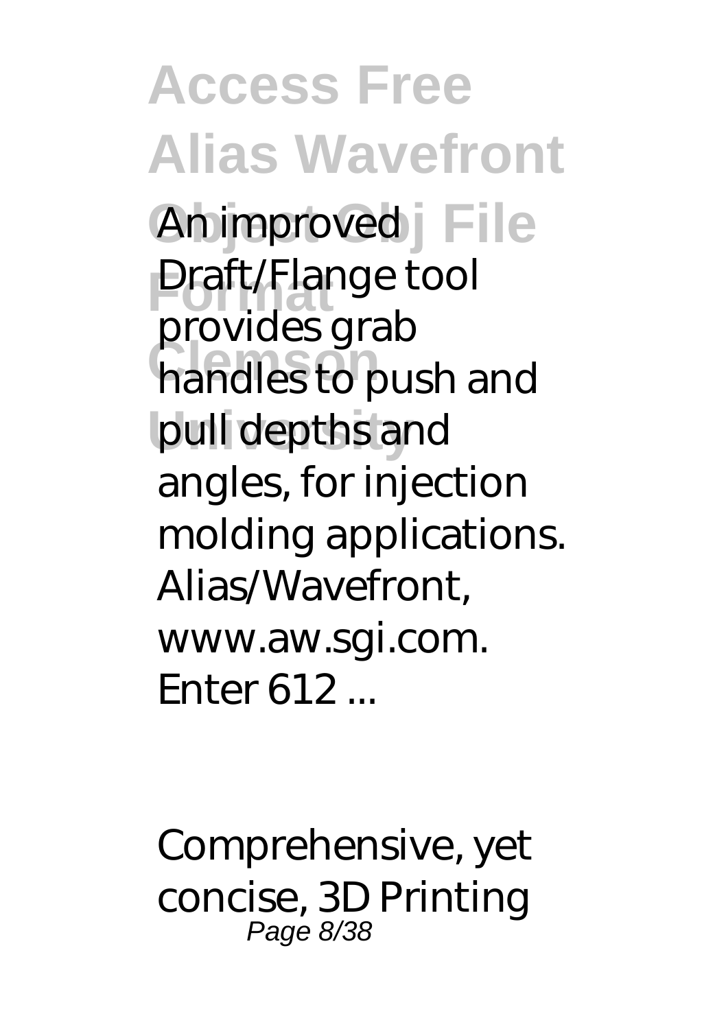An improved Draft/Flange tool provides grab handles to push and pull depths and angles, for injection molding applications. Alias/Wavefront, www.aw.sgi.com. Enter 612 ...

Comprehensive, yet concise, 3D Printing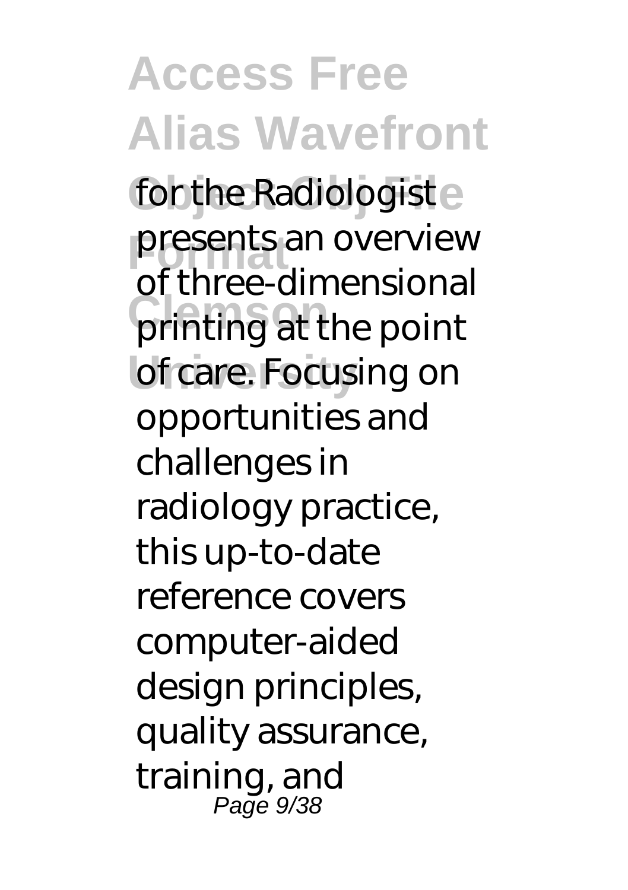for the Radiologist presents an overview of three-dimensional printing at the point of care. Focusing on opportunities and challenges in radiology practice, this up-to-date reference covers computer-aided design principles, quality assurance, training, and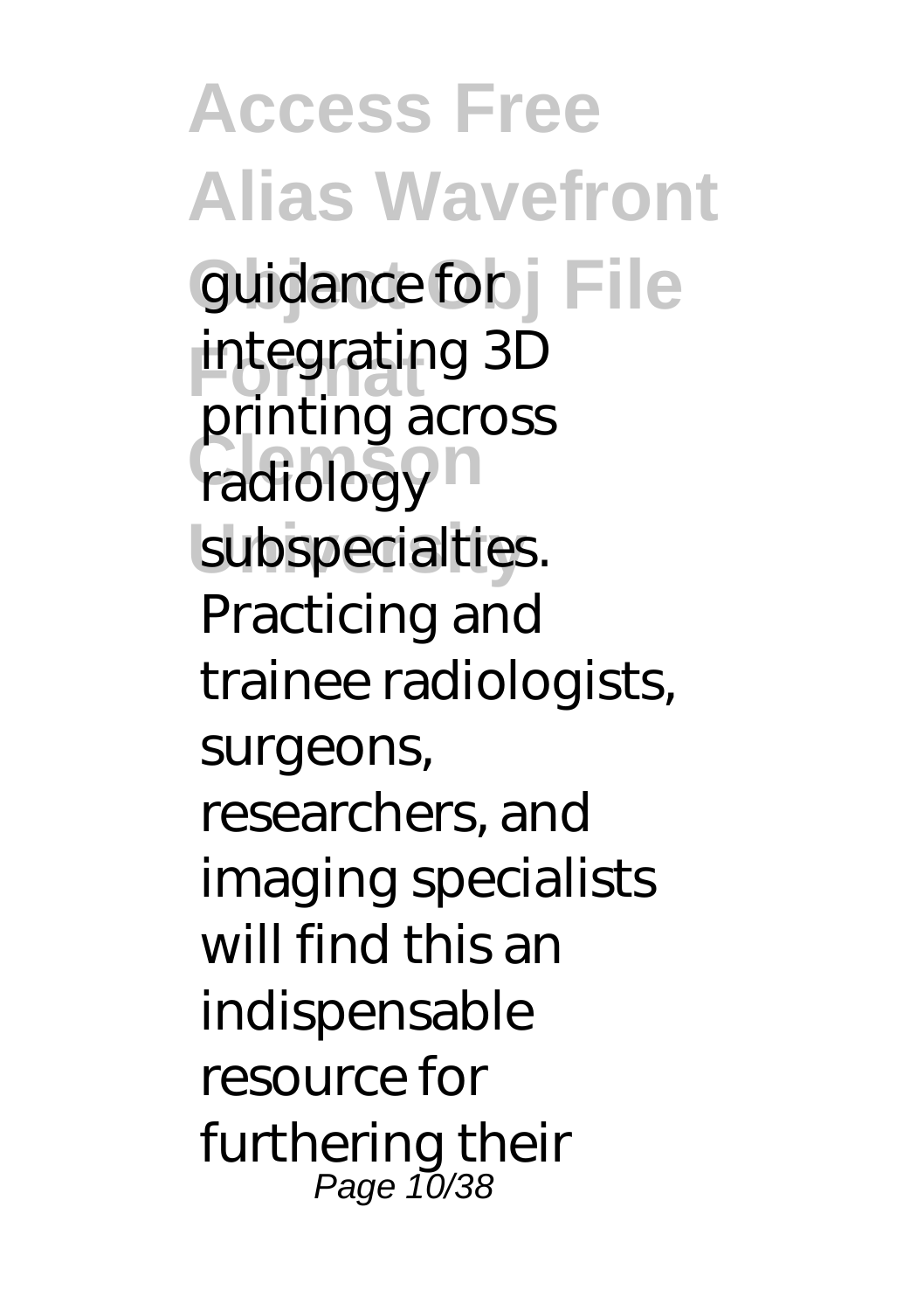guidance for integrating 3D printing across radiology subspecialties. Practicing and trainee radiologists, surgeons, researchers, and imaging specialists will find this an indispensable resource for furthering their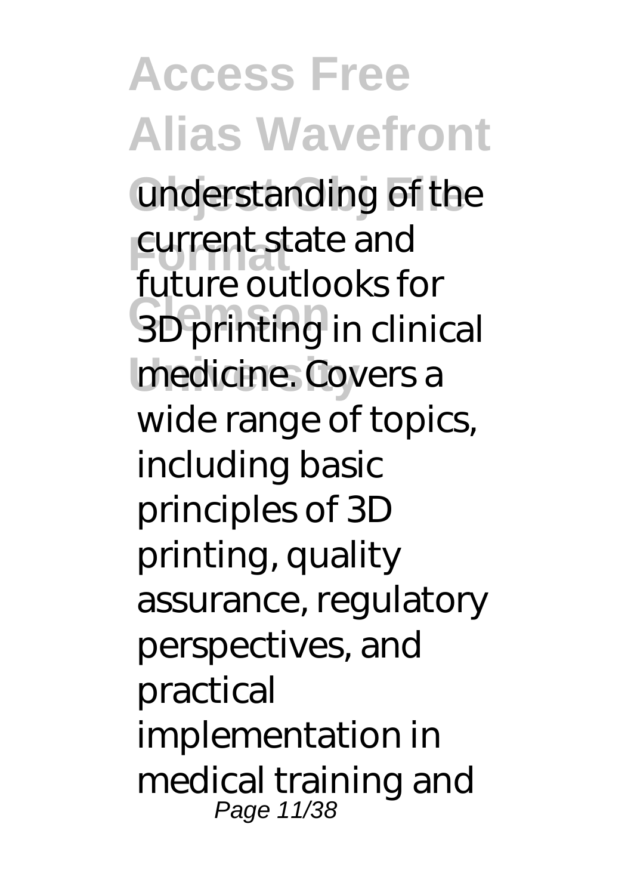understanding of the current state and future outlooks for 3D printing in clinical medicine. Covers a wide range of topics, including basic principles of 3D printing, quality assurance, regulatory perspectives, and practical implementation in medical training and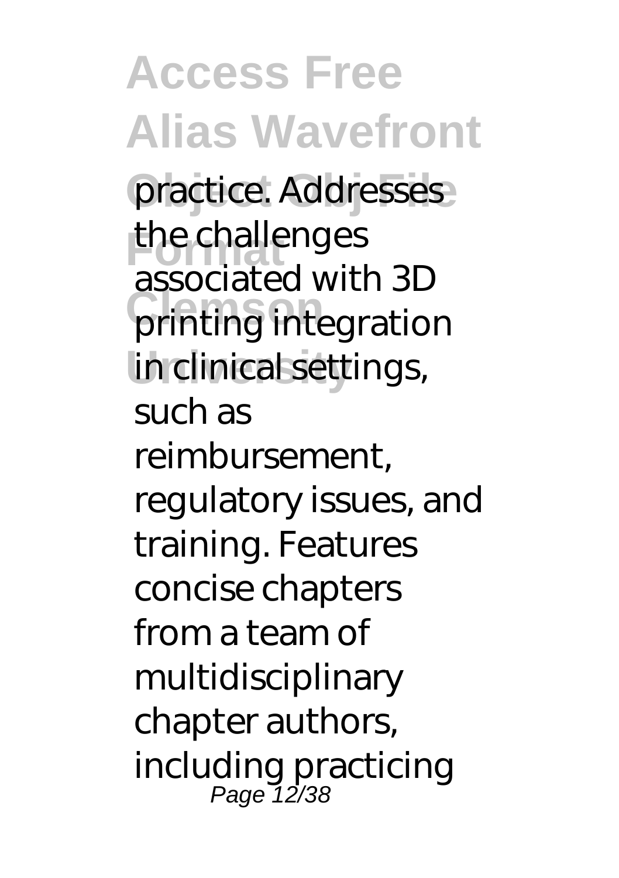practice. Addresses the challenges associated with 3D printing integration in clinical settings, such as reimbursement, regulatory issues, and training. Features concise chapters from a team of multidisciplinary chapter authors, including practicing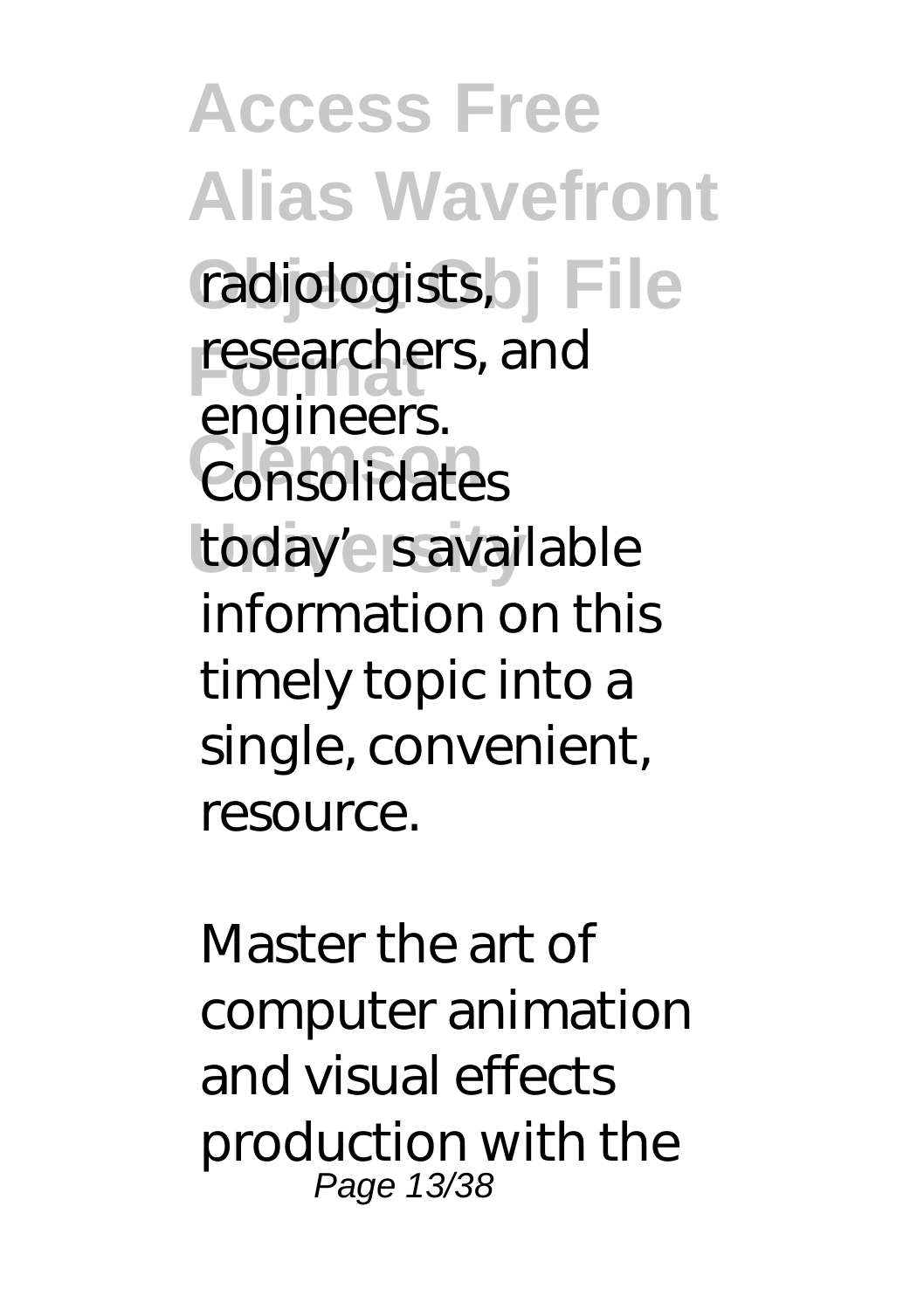radiologists, researchers, and engineers. Consolidates today's available information on this timely topic into a single, convenient, resource.

Master the art of computer animation and visual effects production with the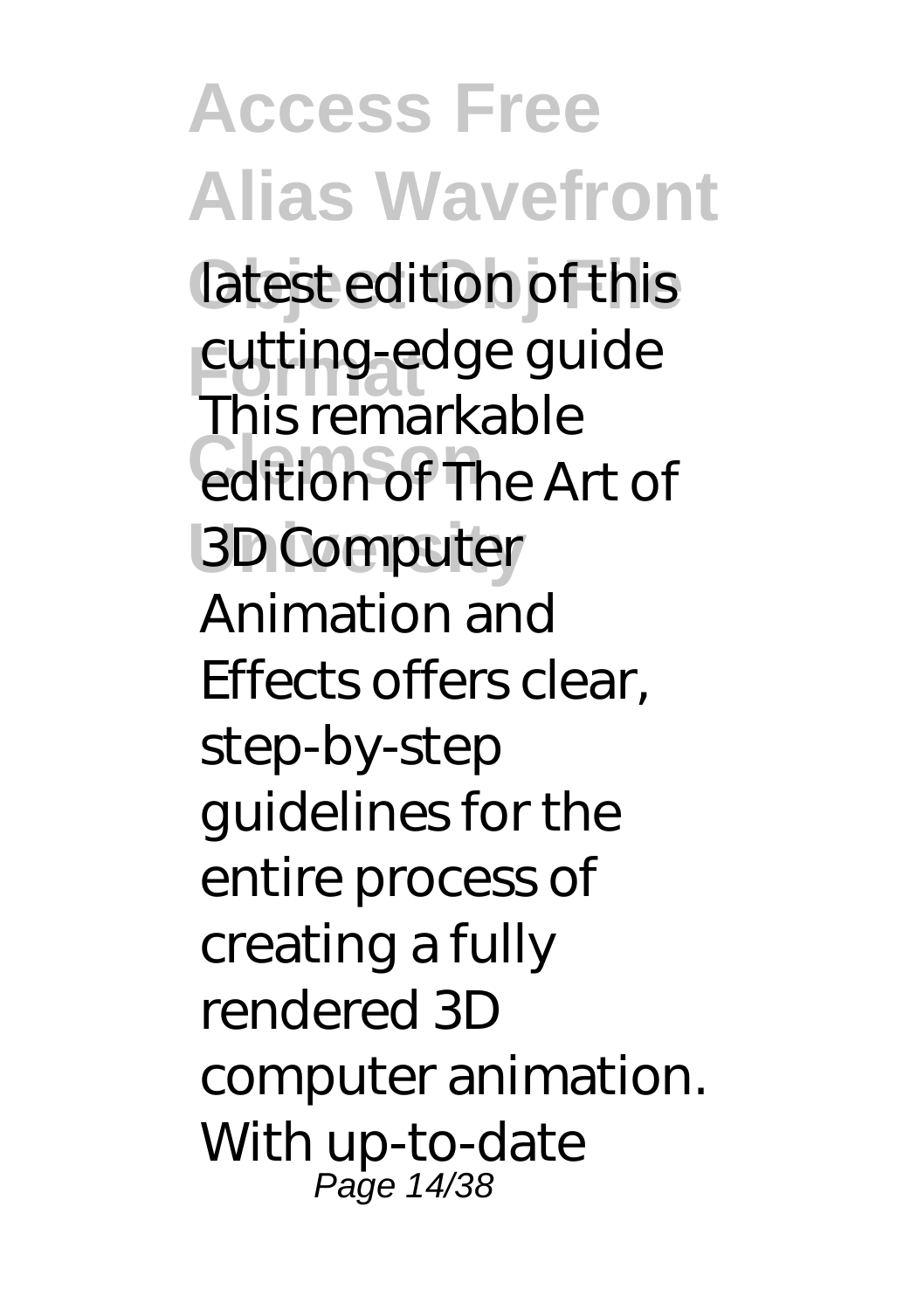latest edition of this cutting-edge guide This remarkable edition of The Art of 3D Computer Animation and Effects offers clear, step-by-step guidelines for the entire process of creating a fully rendered 3D computer animation. With up-to-date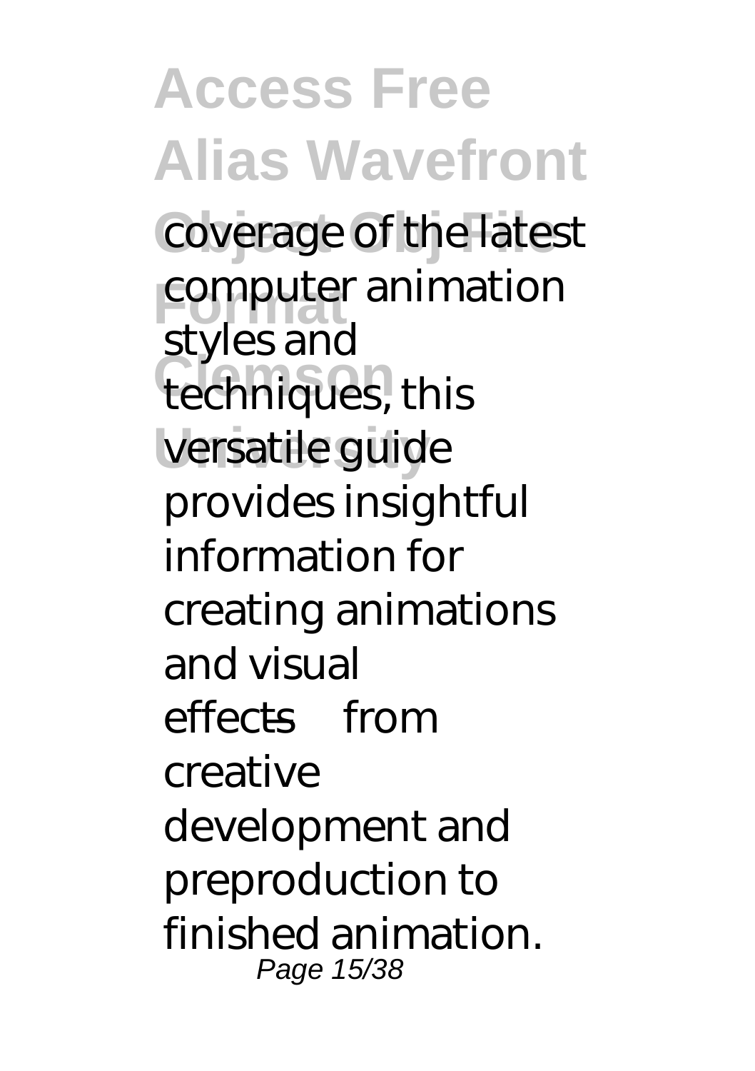coverage of the latest computer animation styles and techniques, this versatile guide provides insightful information for creating animations and visual effects—from creative development and preproduction to finished animation.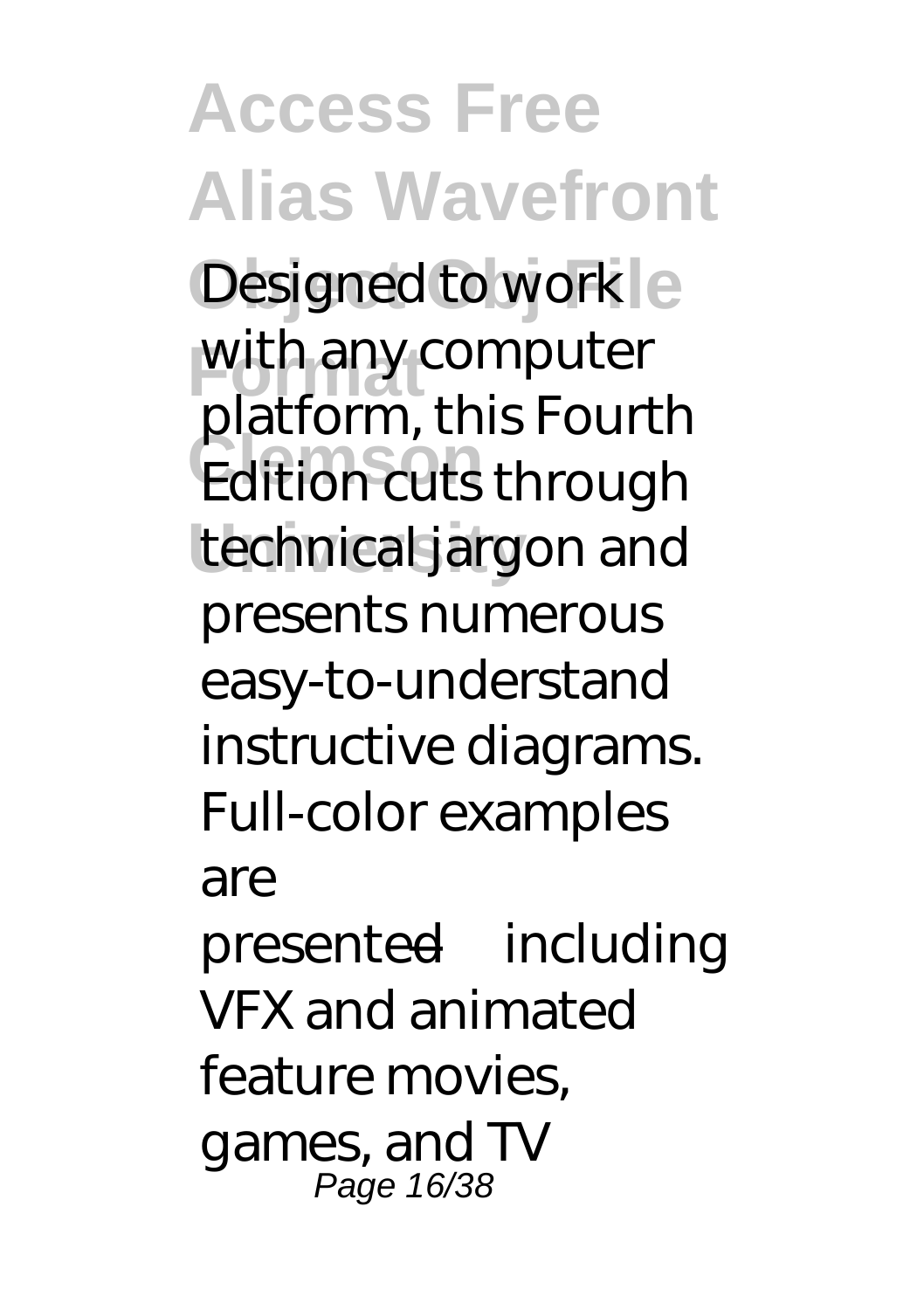Designed to work with any computer platform, this Fourth Edition cuts through technical jargon and presents numerous easy-to-understand instructive diagrams. Full-color examples are presented—including VFX and animated feature movies, games, and TV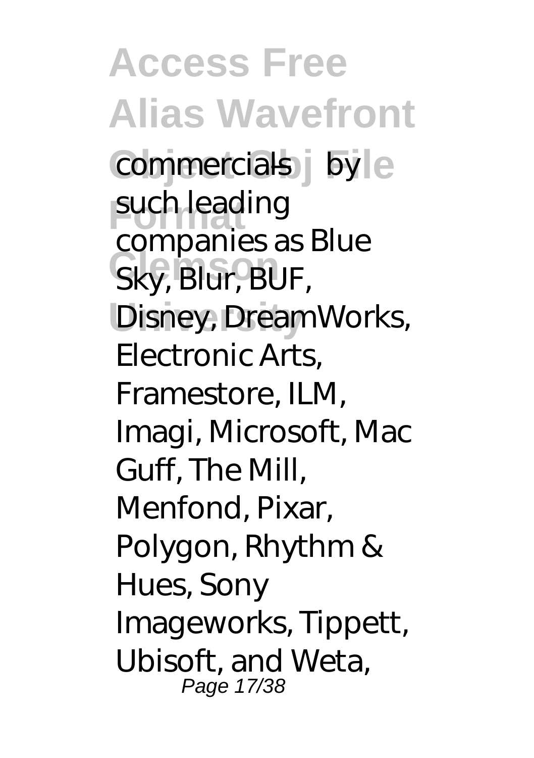commercials—by such leading companies as Blue Sky, Blur, BUF, Disney, DreamWorks, Electronic Arts, Framestore, ILM, Imagi, Microsoft, Mac Guff, The Mill, Menfond, Pixar, Polygon, Rhythm & Hues, Sony Imageworks, Tippett, Ubisoft, and Weta,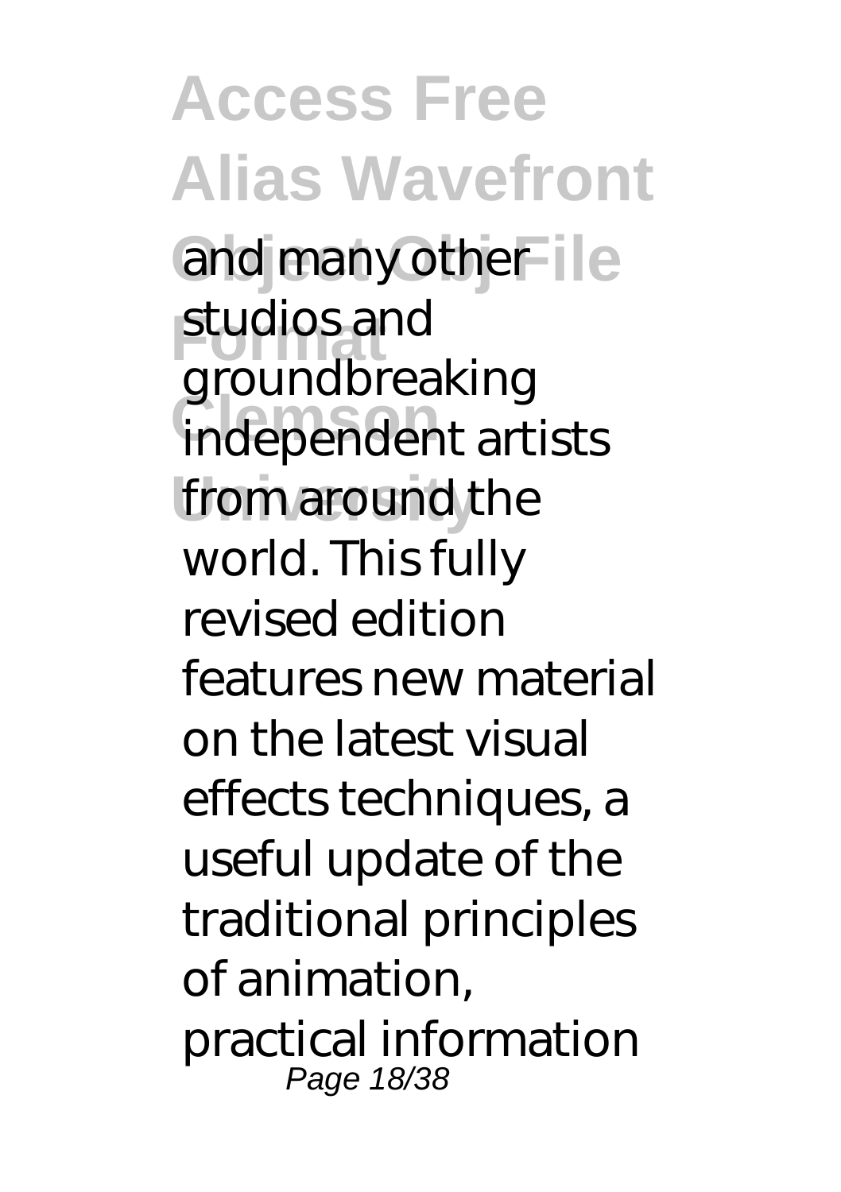and many other studios and groundbreaking independent artists from around the world. This fully revised edition features new material on the latest visual effects techniques, a useful update of the traditional principles of animation, practical information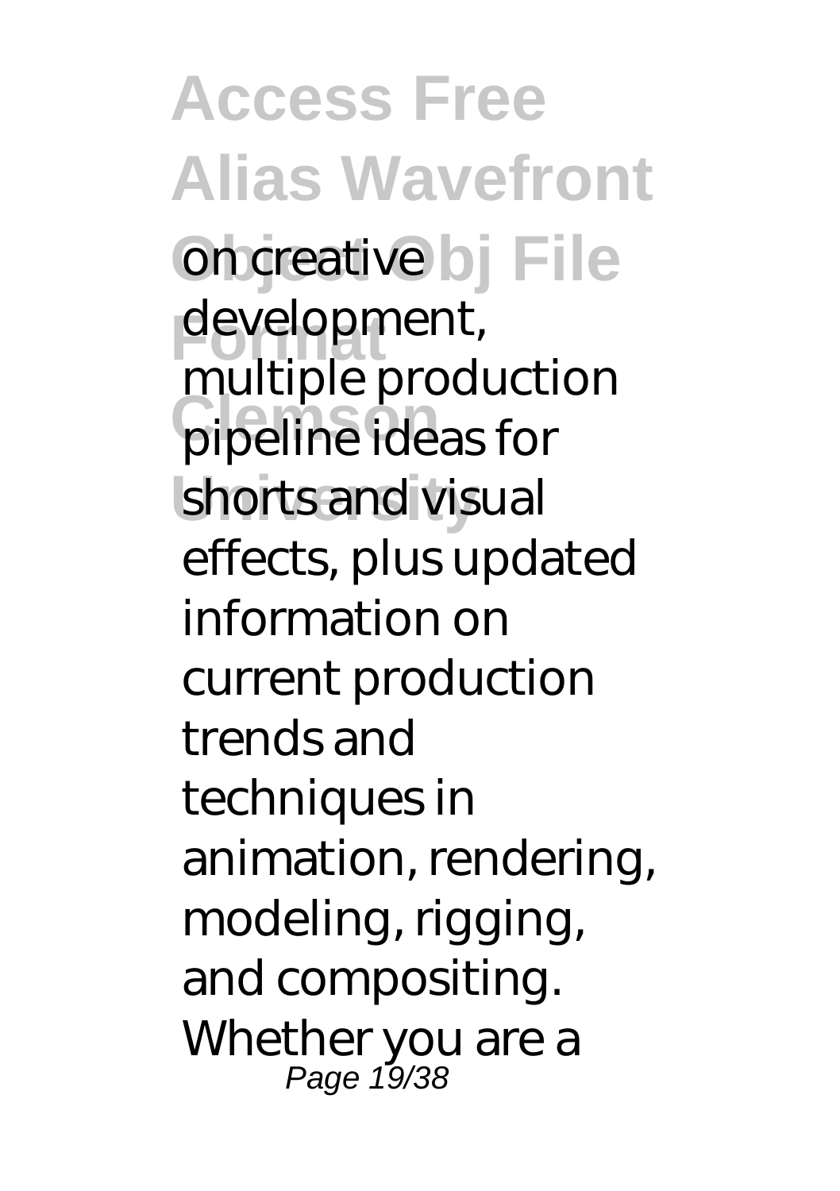on creative development, multiple production pipeline ideas for shorts and visual effects, plus updated information on current production trends and techniques in animation, rendering, modeling, rigging, and compositing. Whether you are a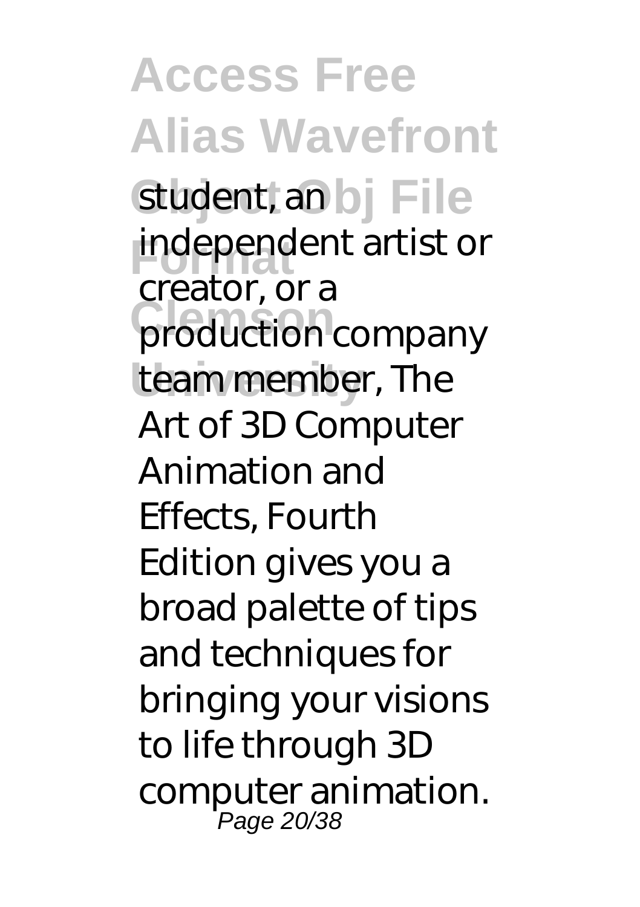student, an independent artist or creator, or a production company team member, The Art of 3D Computer Animation and Effects, Fourth Edition gives you a broad palette of tips and techniques for bringing your visions to life through 3D computer animation.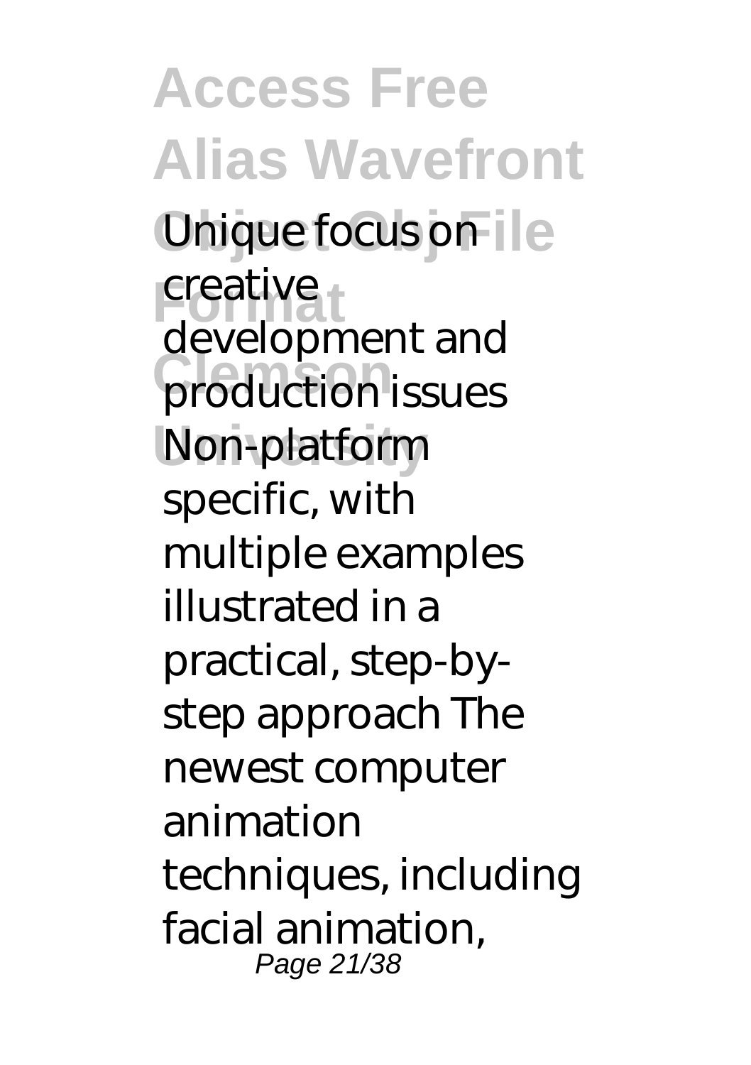Unique focus on creative development and production issues Non-platform specific, with multiple examples illustrated in a practical, step-by-step approach The newest computer animation techniques, including facial animation,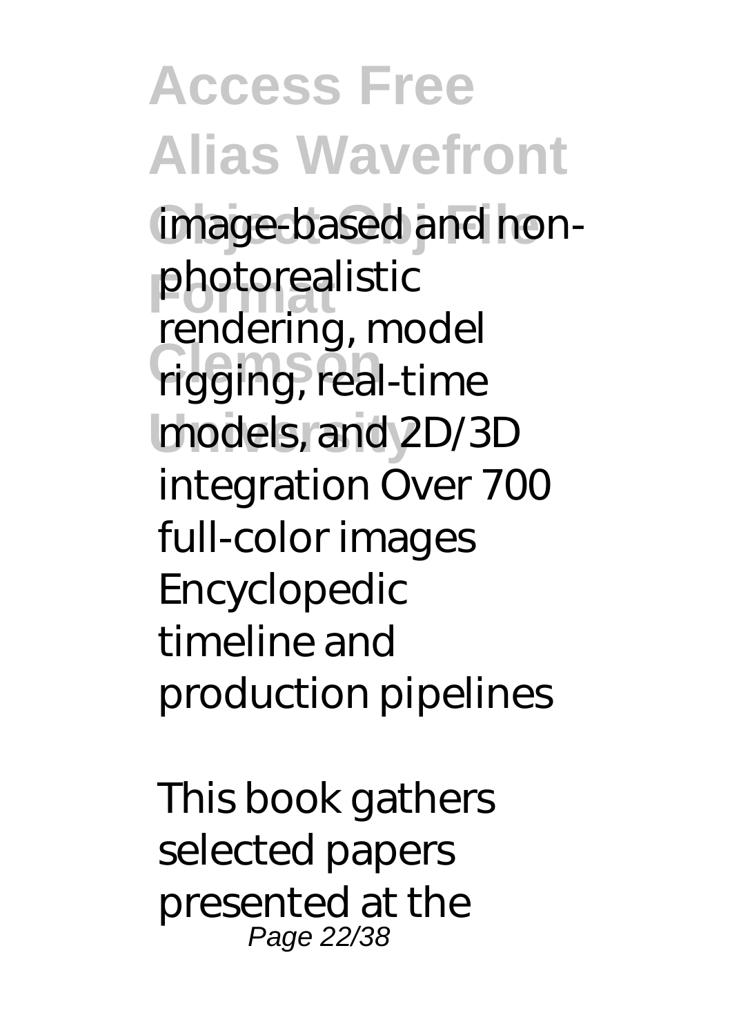image-based and non-photorealistic rendering, model rigging, real-time models, and 2D/3D integration Over 700 full-color images Encyclopedic timeline and production pipelines

This book gathers selected papers presented at the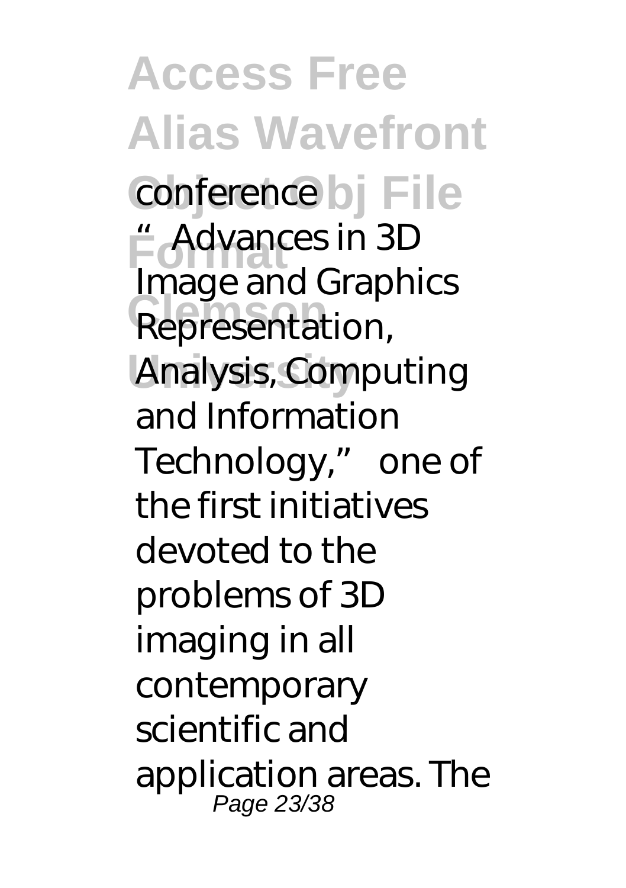conference "Advances in 3D Image and Graphics Representation, Analysis, Computing and Information Technology," one of the first initiatives devoted to the problems of 3D imaging in all contemporary scientific and application areas. The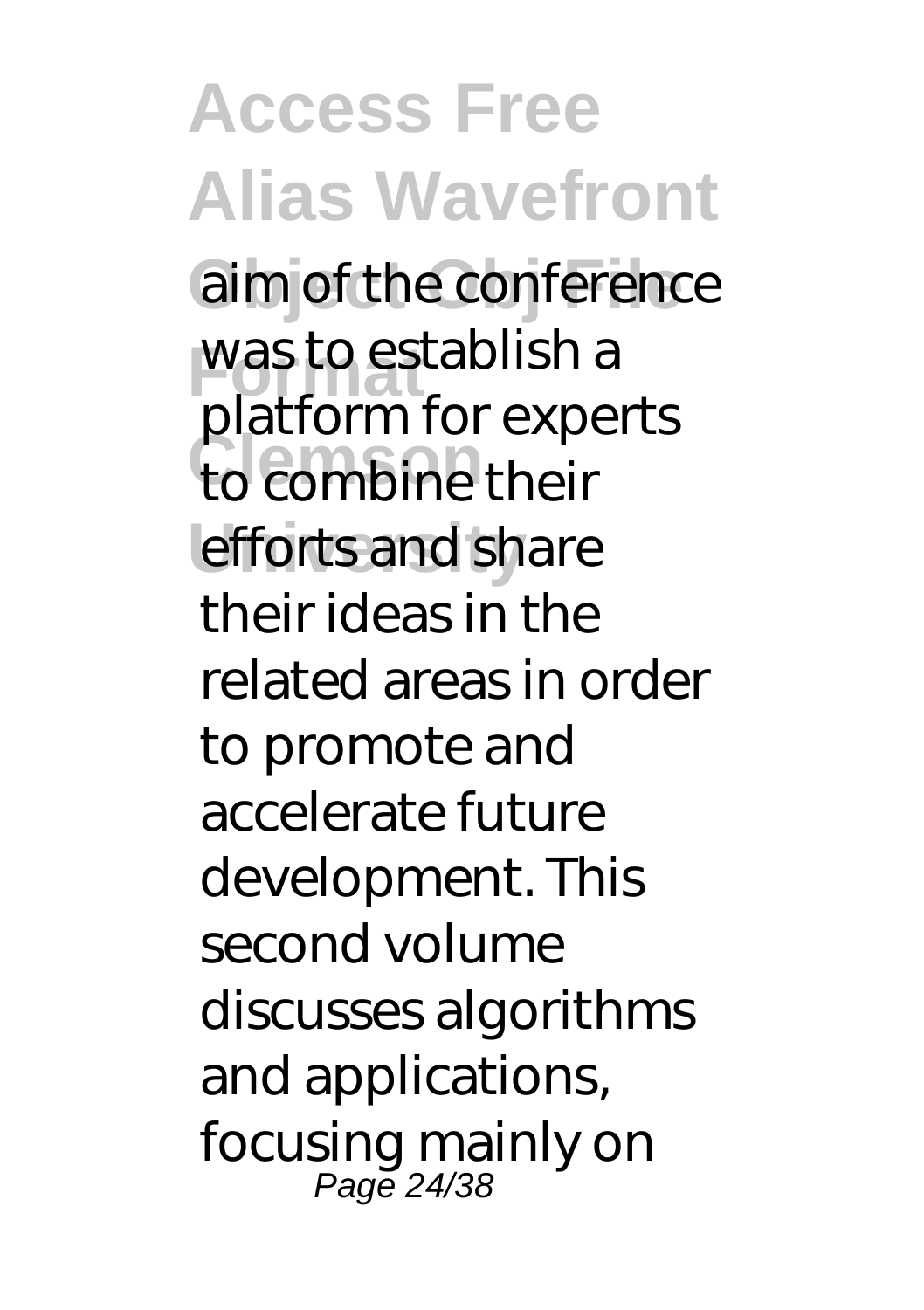aim of the conference was to establish a platform for experts to combine their efforts and share their ideas in the related areas in order to promote and accelerate future development. This second volume discusses algorithms and applications, focusing mainly on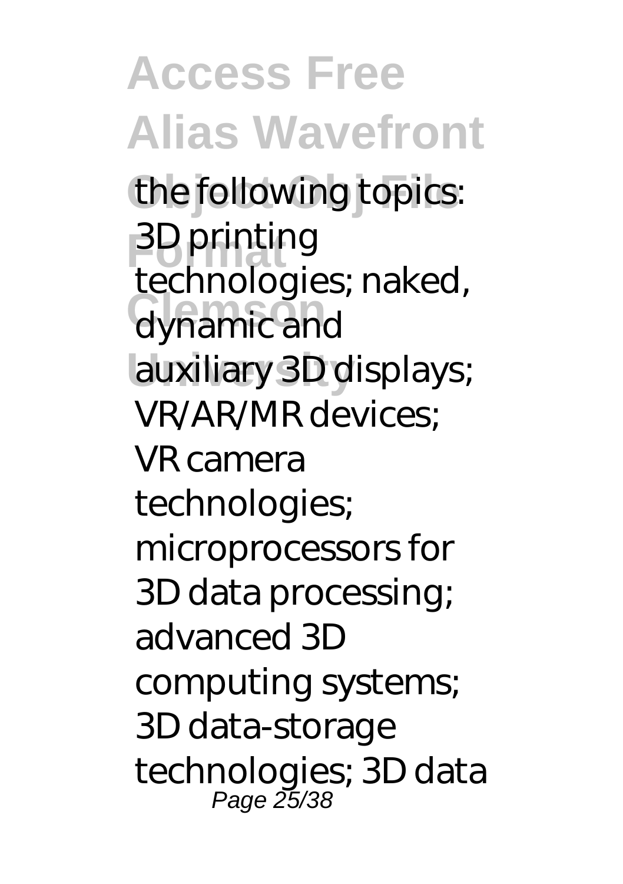the following topics: 3D printing technologies; naked, dynamic and auxiliary 3D displays; VR/AR/MR devices; VR camera technologies; microprocessors for 3D data processing; advanced 3D computing systems; 3D data-storage technologies; 3D data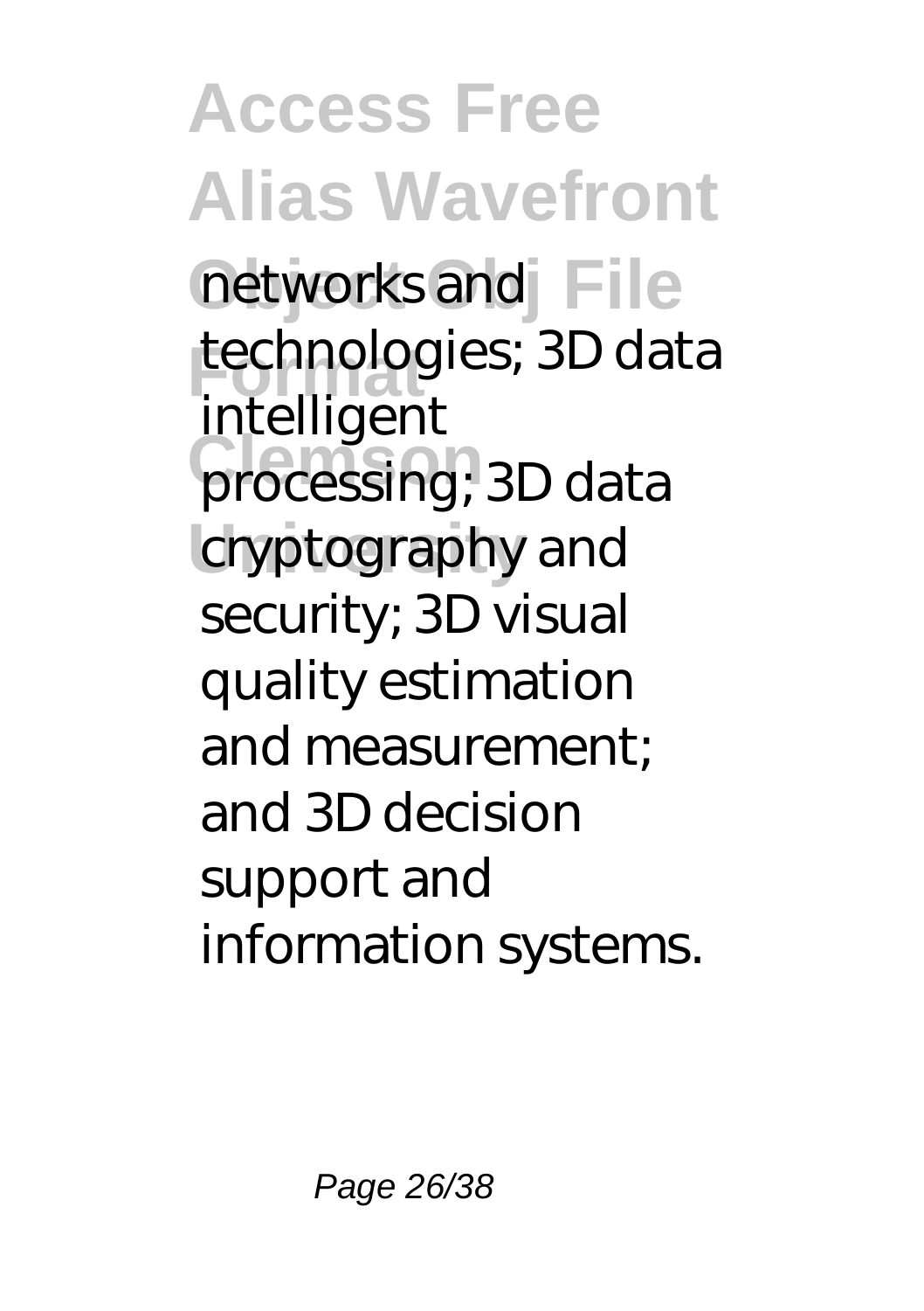networks and technologies; 3D data intelligent processing; 3D data cryptography and security; 3D visual quality estimation and measurement; and 3D decision support and information systems.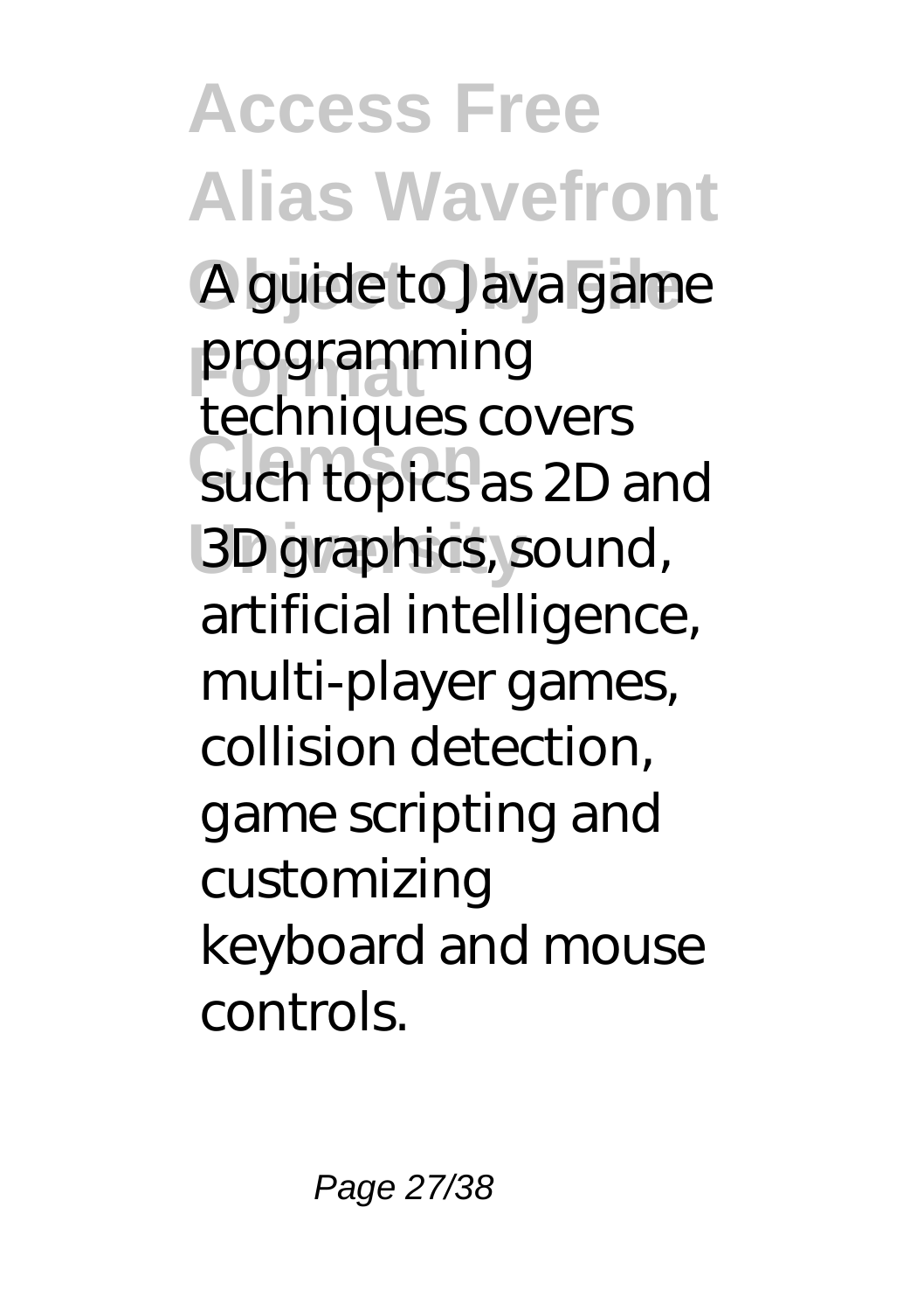A guide to Java game programming techniques covers such topics as 2D and 3D graphics, sound, artificial intelligence, multi-player games, collision detection, game scripting and customizing keyboard and mouse controls.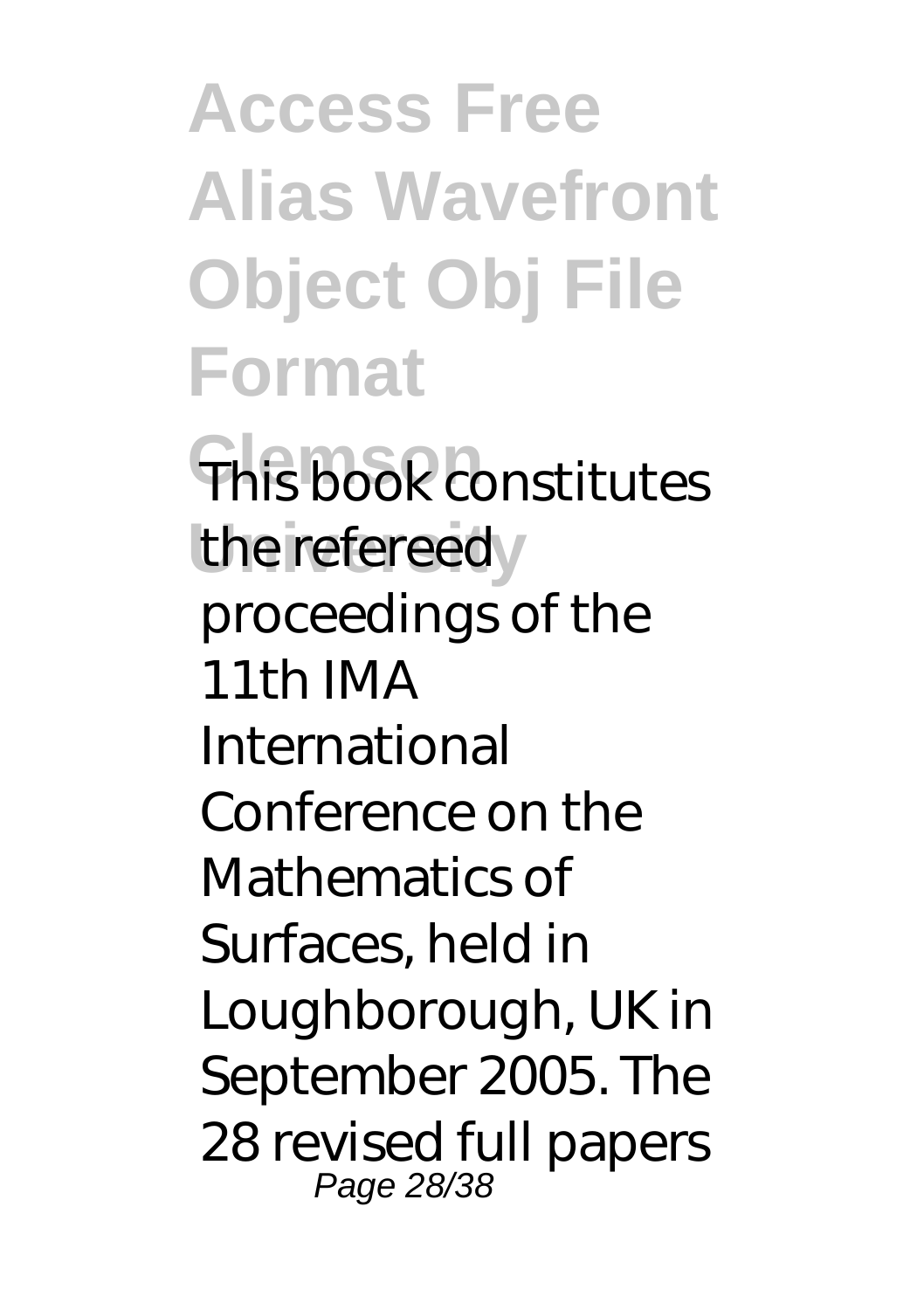This book constitutes the refereed proceedings of the 11th IMA International Conference on the Mathematics of Surfaces, held in Loughborough, UK in September 2005. The 28 revised full papers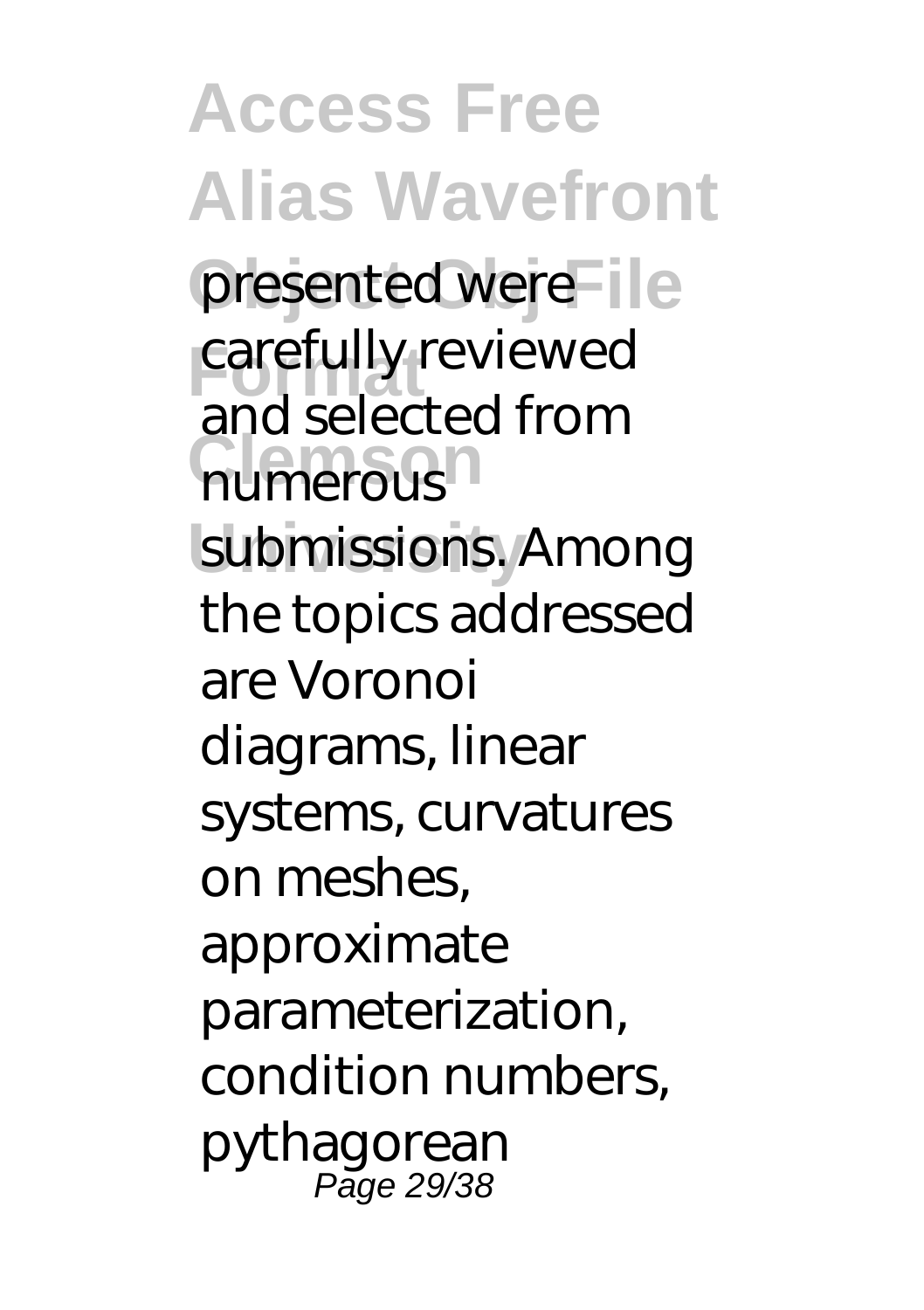presented were carefully reviewed and selected from numerous submissions. Among the topics addressed are Voronoi diagrams, linear systems, curvatures on meshes, approximate parameterization, condition numbers, pythagorean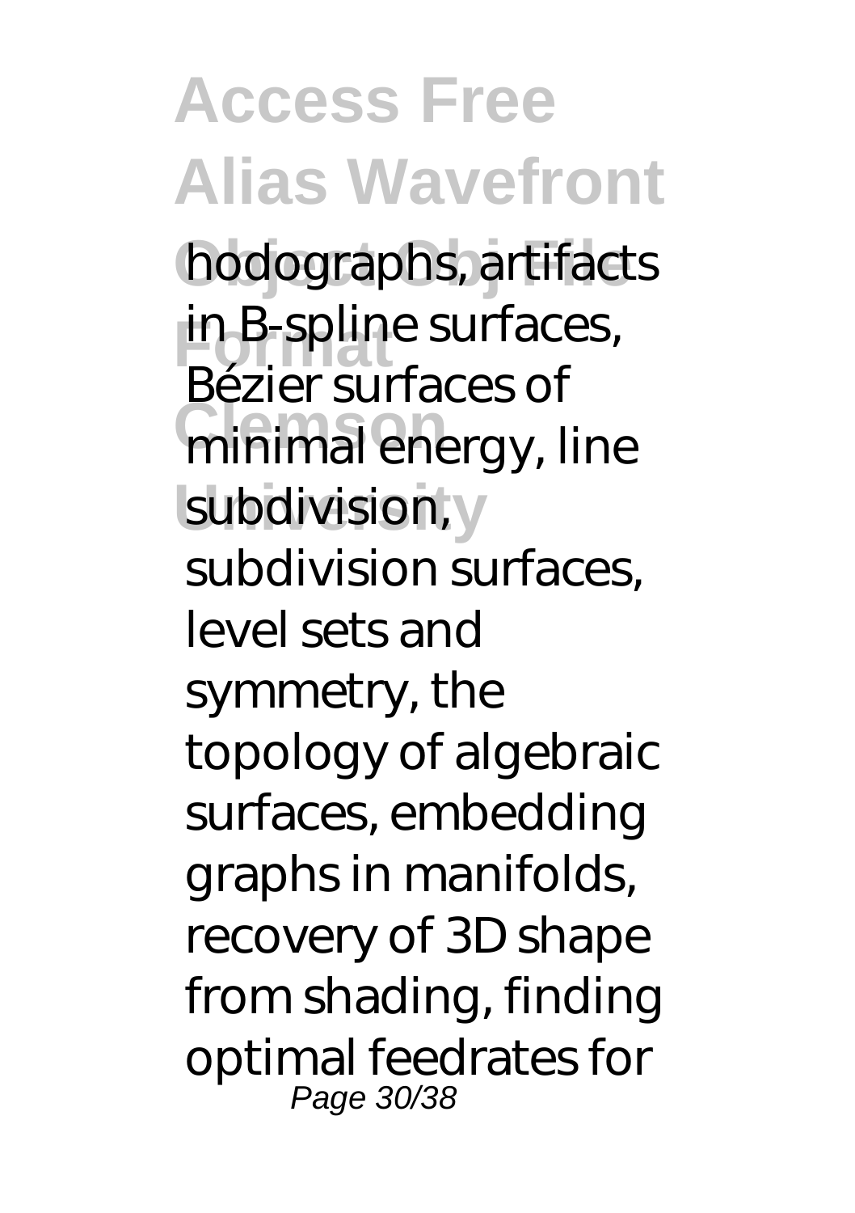hodographs, artifacts in B-spline surfaces, Bézier surfaces of minimal energy, line subdivision, subdivision surfaces, level sets and symmetry, the topology of algebraic surfaces, embedding graphs in manifolds, recovery of 3D shape from shading, finding optimal feedrates for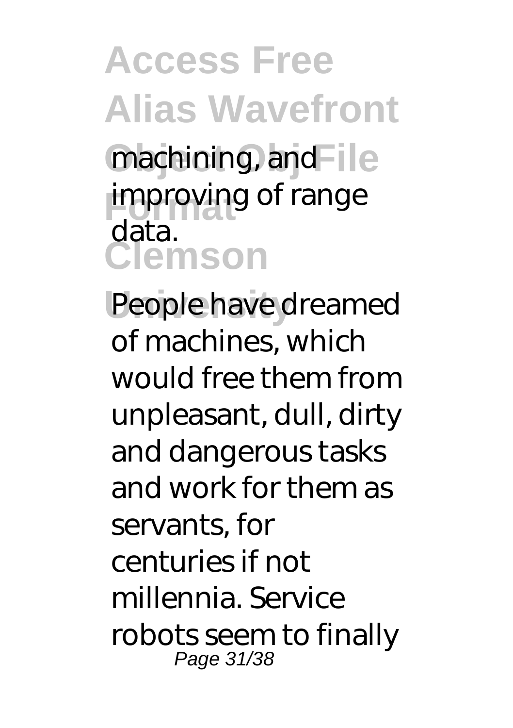machining, and improving of range data.

People have dreamed of machines, which would free them from unpleasant, dull, dirty and dangerous tasks and work for them as servants, for centuries if not millennia. Service robots seem to finally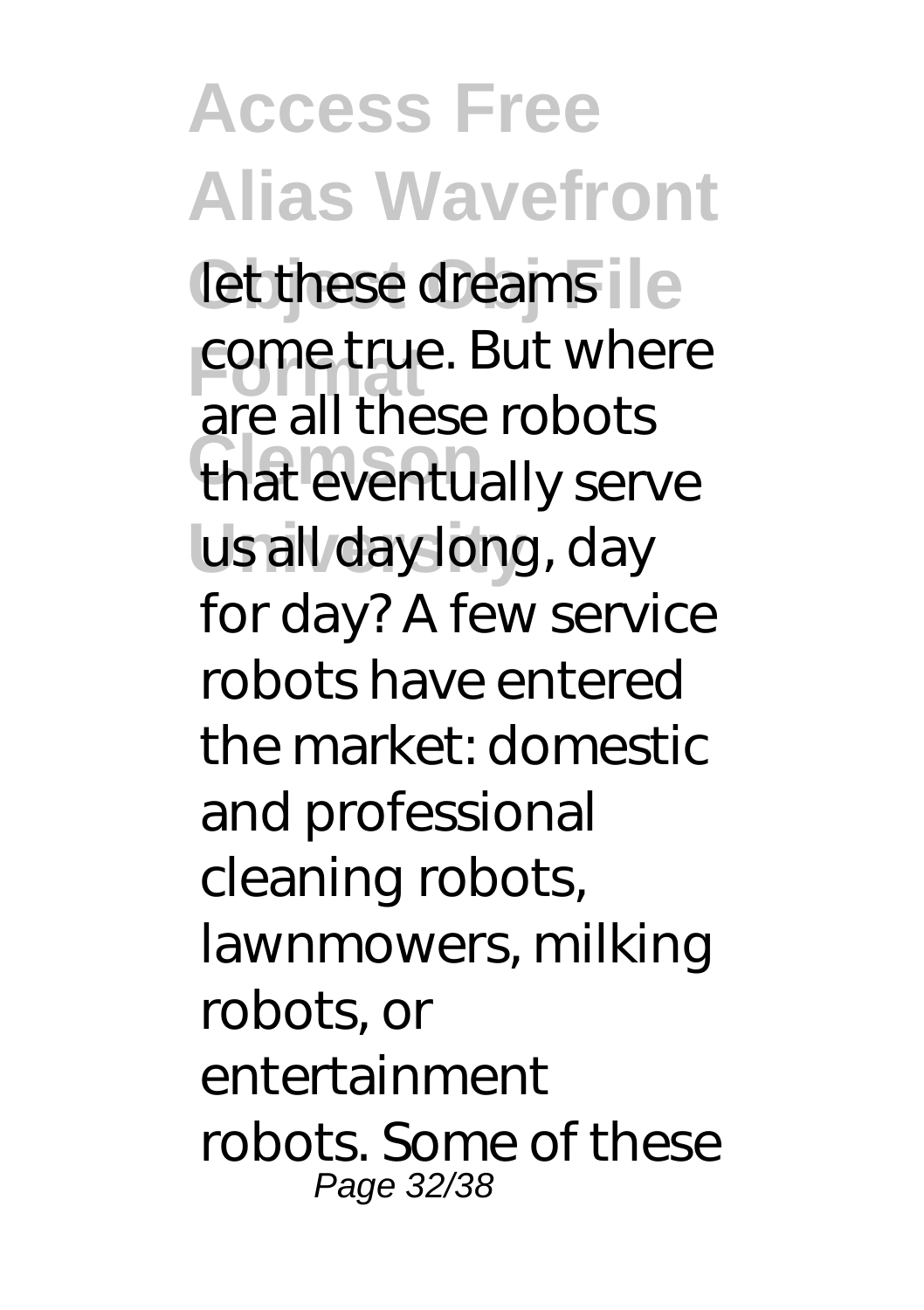let these dreams come true. But where are all these robots that eventually serve us all day long, day for day? A few service robots have entered the market: domestic and professional cleaning robots, lawnmowers, milking robots, or entertainment robots. Some of these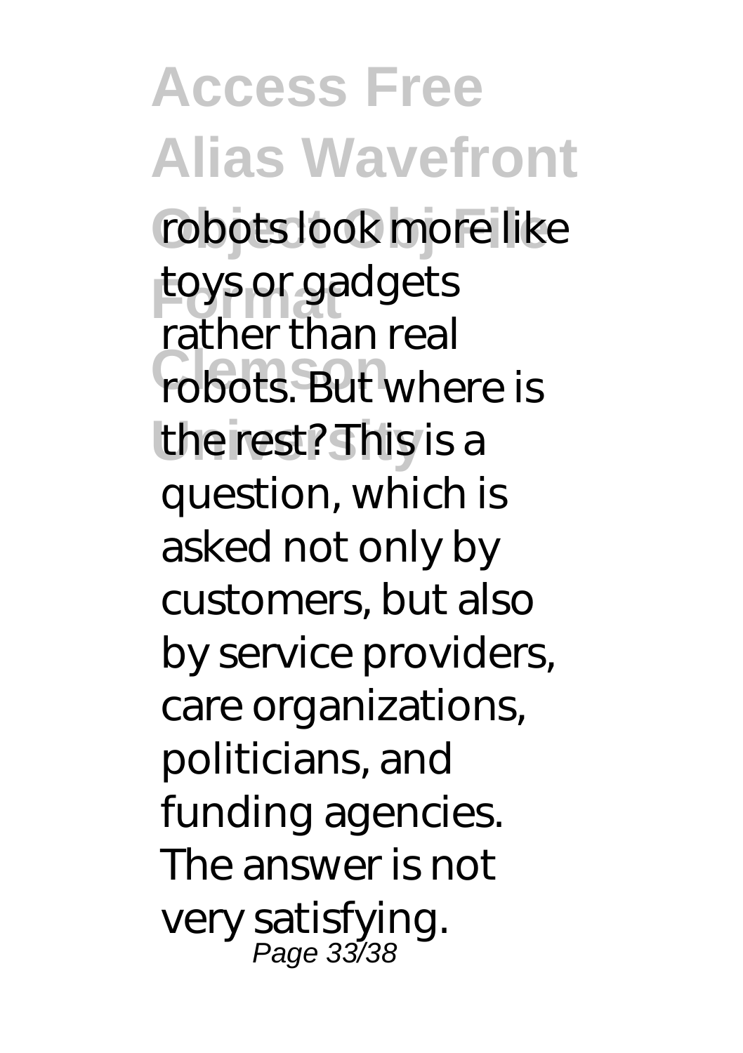robots look more like toys or gadgets rather than real robots. But where is the rest? This is a question, which is asked not only by customers, but also by service providers, care organizations, politicians, and funding agencies. The answer is not very satisfying.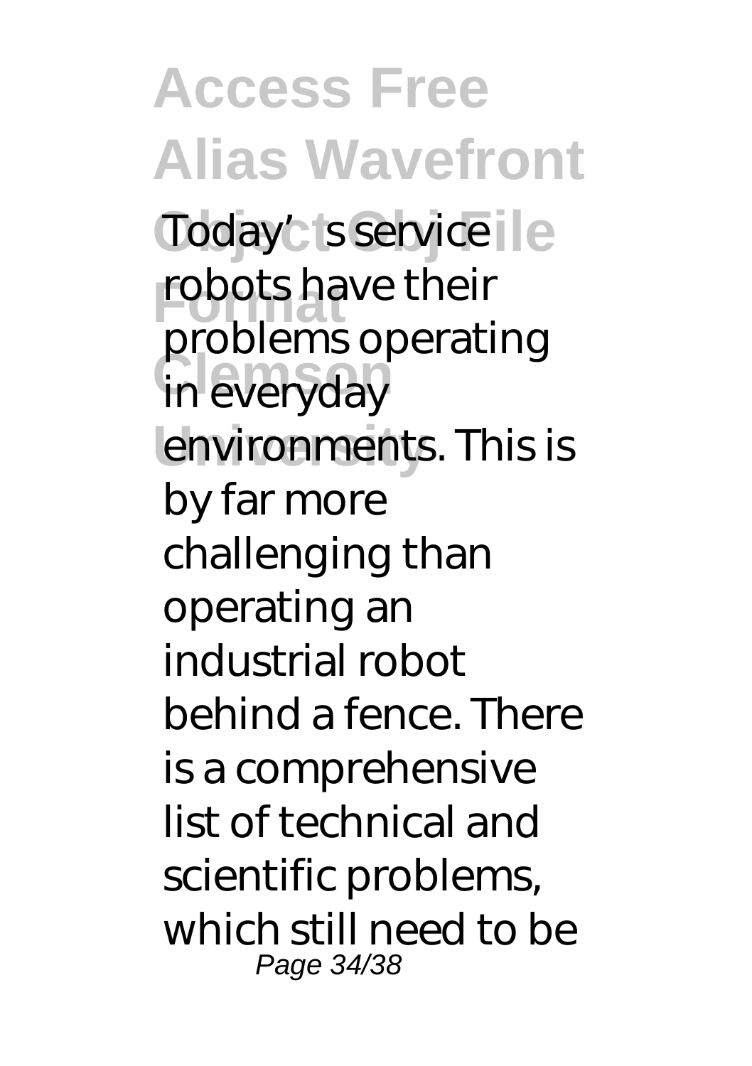Today's service robots have their problems operating in everyday environments. This is by far more challenging than operating an industrial robot behind a fence. There is a comprehensive list of technical and scientific problems, which still need to be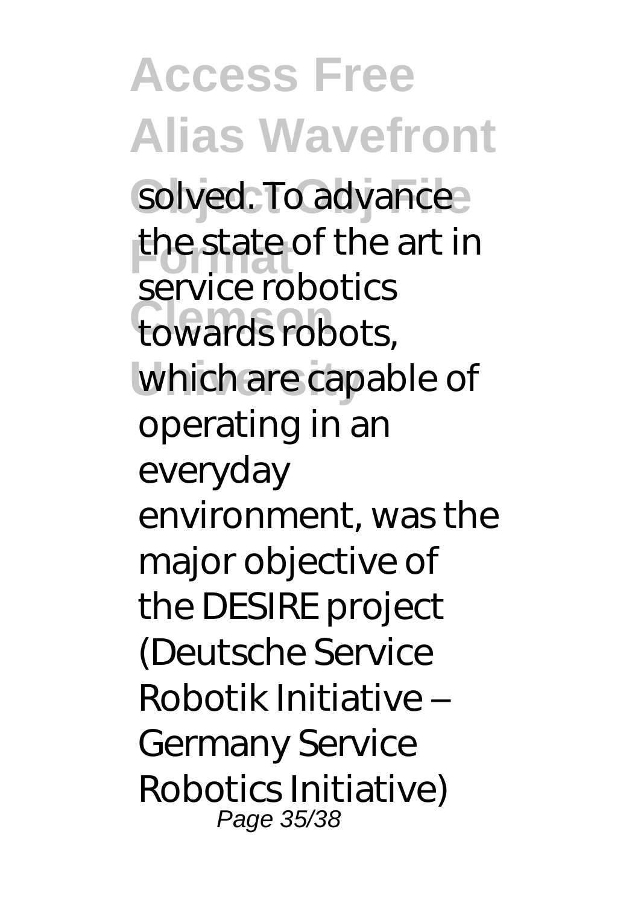solved. To advance the state of the art in service robotics towards robots, which are capable of operating in an everyday environment, was the major objective of the DESIRE project (Deutsche Service Robotik Initiative – Germany Service Robotics Initiative)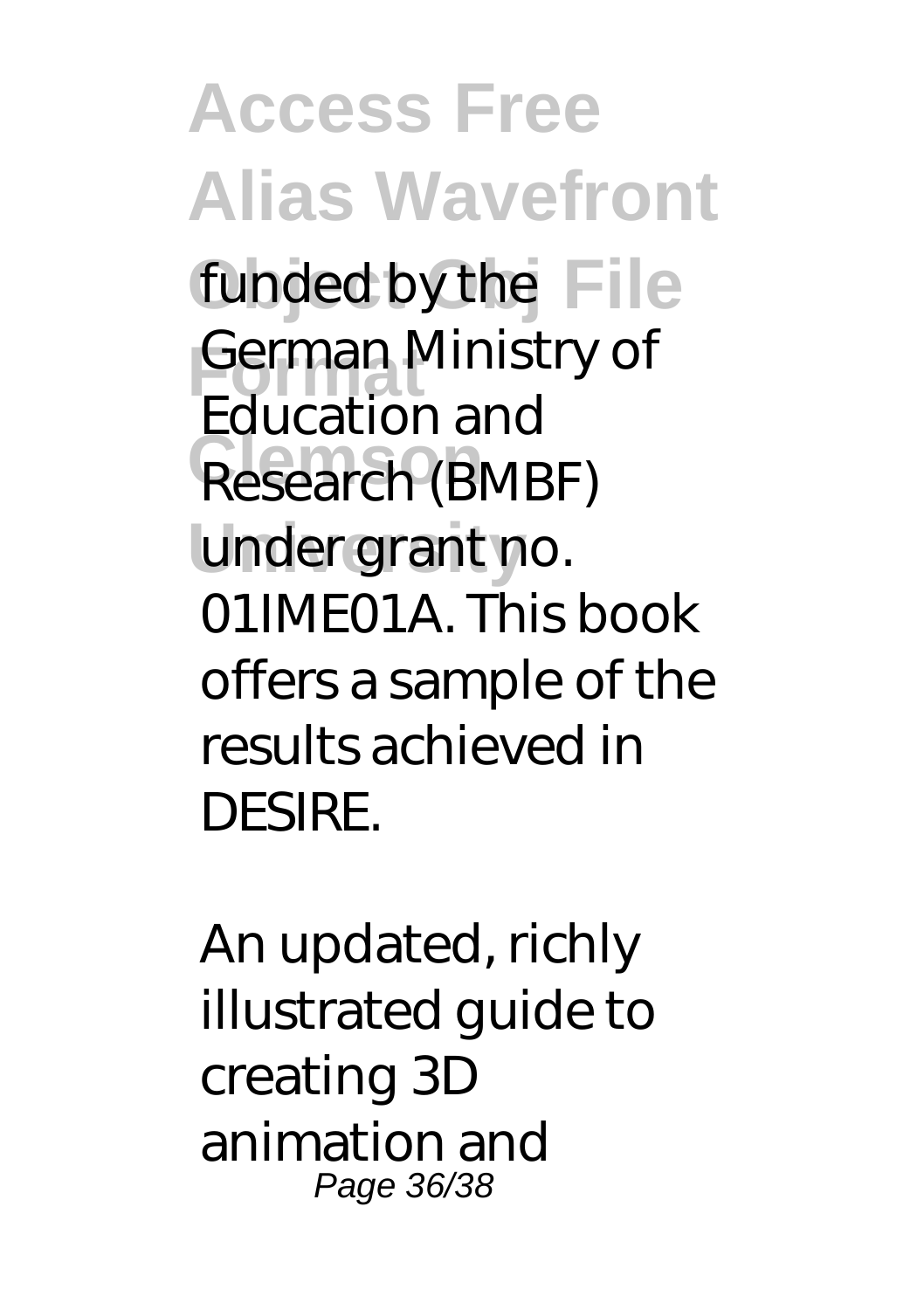funded by the German Ministry of Education and Research (BMBF) under grant no. 01IME01A. This book offers a sample of the results achieved in DESIRE.

An updated, richly illustrated guide to creating 3D animation and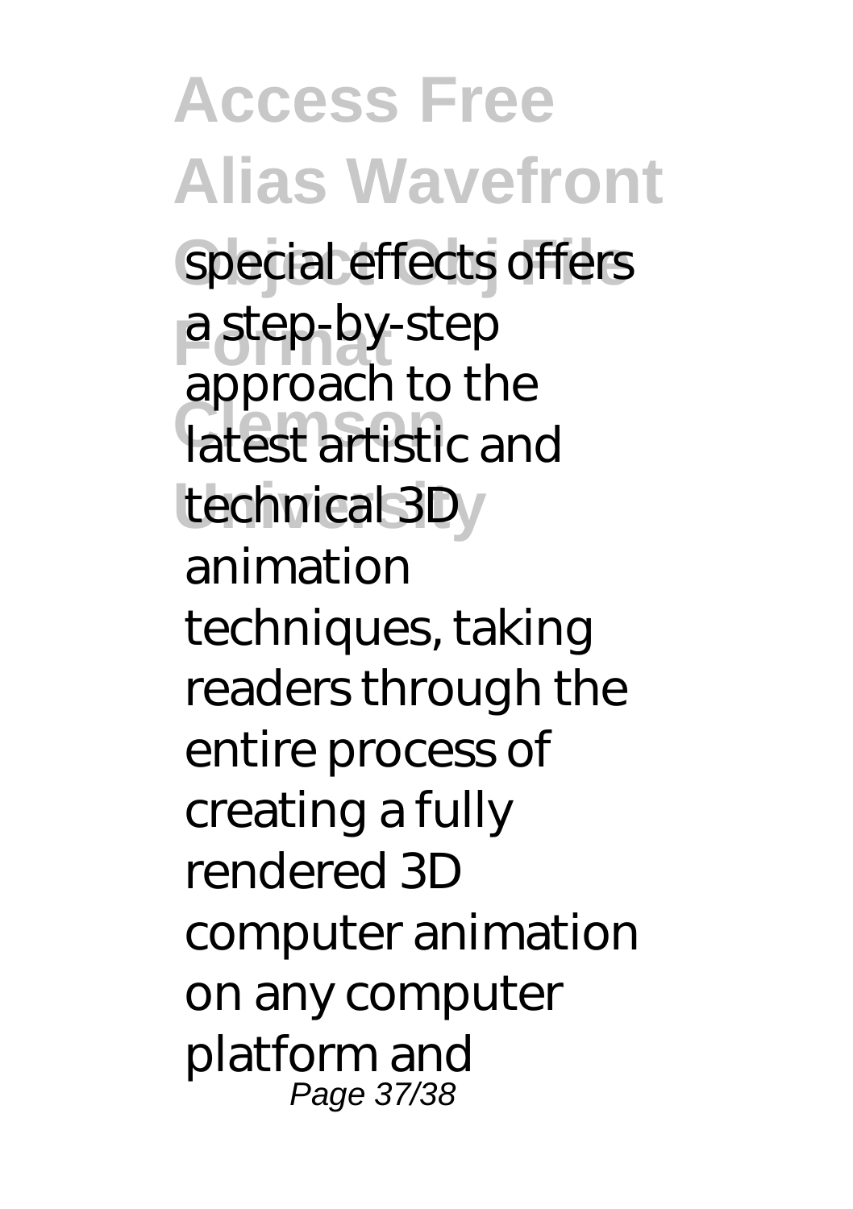special effects offers a step-by-step approach to the latest artistic and technical 3D animation techniques, taking readers through the entire process of creating a fully rendered 3D computer animation on any computer platform and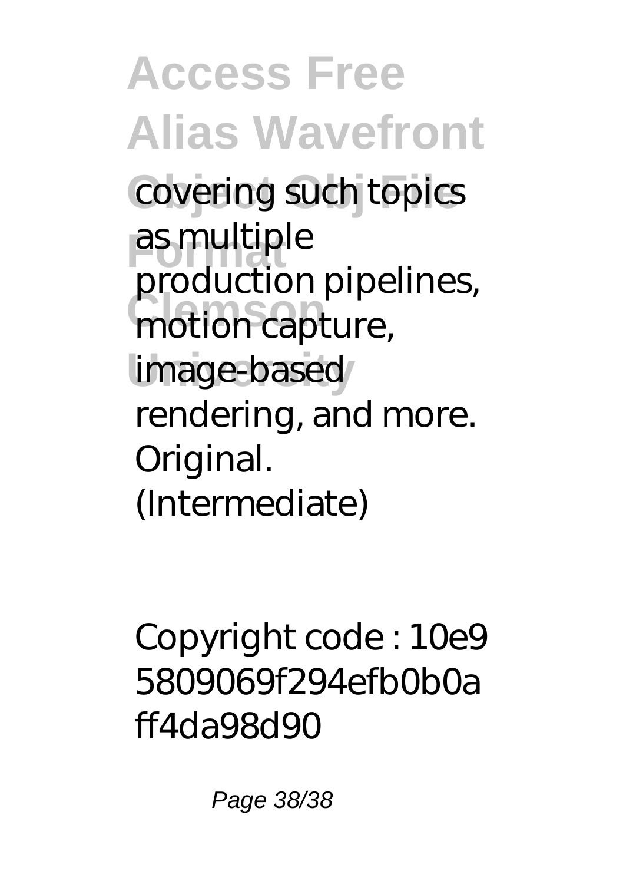covering such topics as multiple production pipelines, motion capture, image-based rendering, and more. Original. (Intermediate)

Copyright code : 10e95809069f294efb0b0aff4da98d90